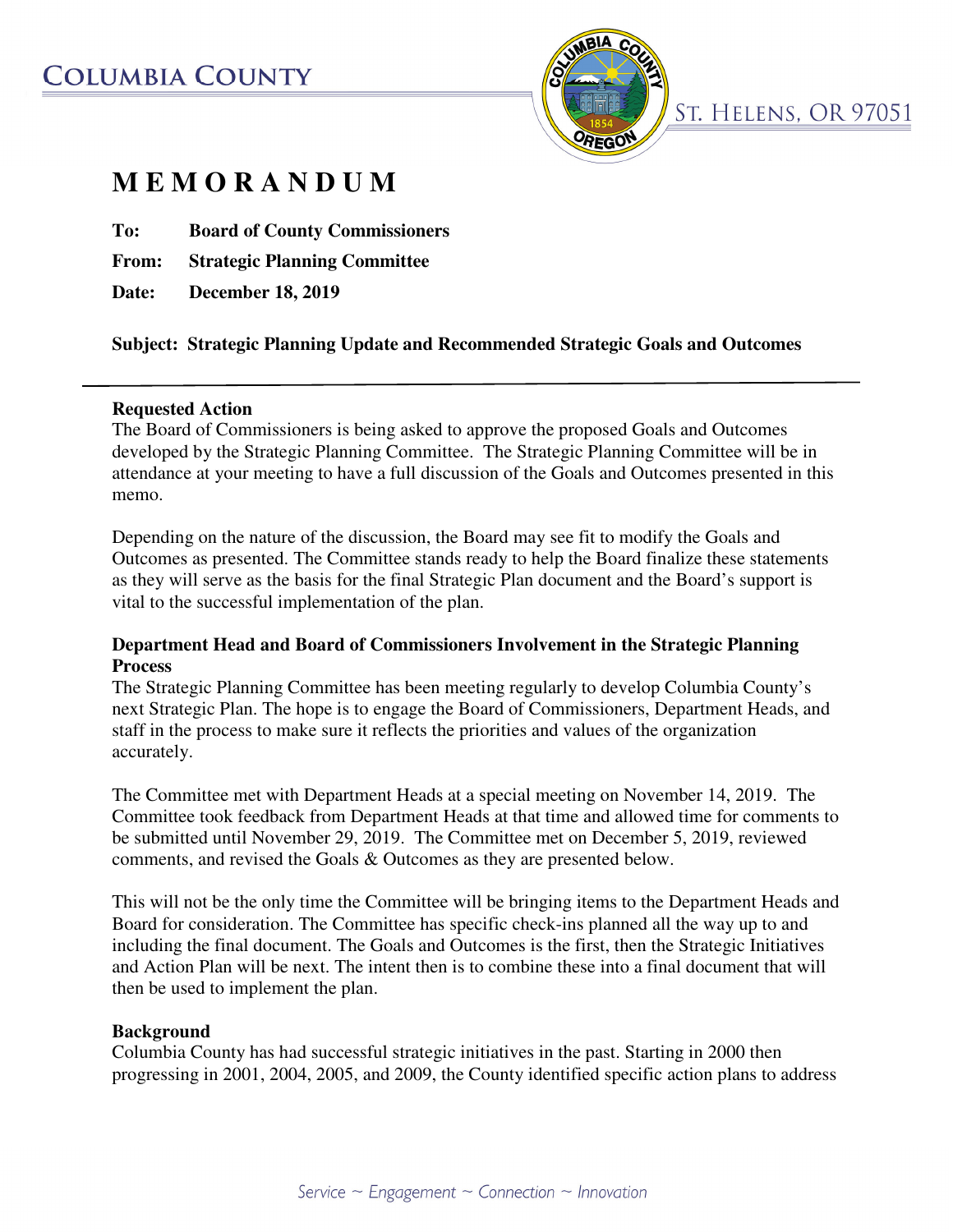# MEMORANDUM

**To:** Board of County Commissioners

**From:** Strategic Planning Committee

**Date:** December 18, 2019

**Subject: Strategic Planning Update and Recommended Strategic Goals and Outcomes**

---

**Requested Action**

The Board of Commissioners is being asked to approve the proposed Goals and Outcomes developed by the Strategic Planning Committee. The Strategic Planning Committee will be in attendance at your meeting to have a full discussion of the Goals and Outcomes presented in this memo.

Depending on the nature of the discussion, the Board may see fit to modify the Goals and Outcomes as presented. The Committee stands ready to help the Board finalize these statements as they will serve as the basis for the final Strategic Plan document and the Board's support is vital to the successful implementation of the plan.

**Department Head and Board of Commissioners Involvement in the Strategic Planning Process**

The Strategic Planning Committee has been meeting regularly to develop Columbia County's next Strategic Plan. The hope is to engage the Board of Commissioners, Department Heads, and staff in the process to make sure it reflects the priorities and values of the organization accurately.

The Committee met with Department Heads at a special meeting on November 14, 2019. The Committee took feedback from Department Heads at that time and allowed time for comments to be submitted until November 29, 2019. The Committee met on December 5, 2019, reviewed comments, and revised the Goals & Outcomes as they are presented below.

This will not be the only time the Committee will be bringing items to the Department Heads and Board for consideration. The Committee has specific check-ins planned all the way up to and including the final document. The Goals and Outcomes is the first, then the Strategic Initiatives and Action Plan will be next. The intent then is to combine these into a final document that will then be used to implement the plan.

**Background**

Columbia County has had successful strategic initiatives in the past. Starting in 2000 then progressing in 2001, 2004, 2005, and 2009, the County identified specific action plans to address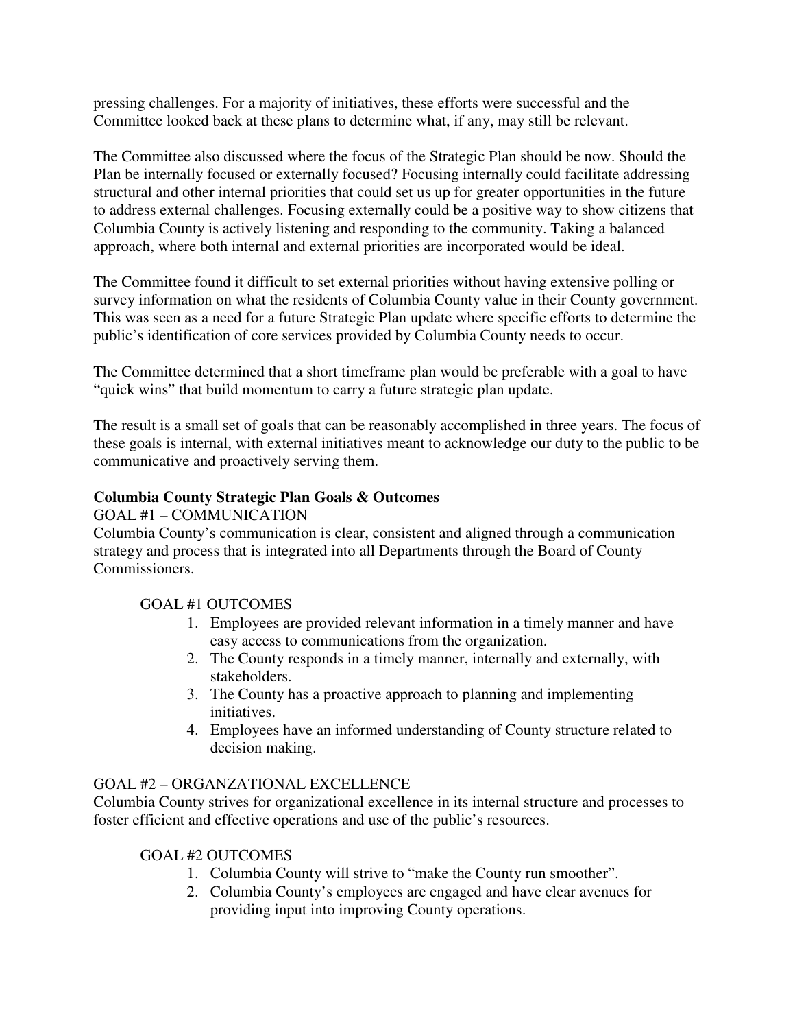pressing challenges. For a majority of initiatives, these efforts were successful and the Committee looked back at these plans to determine what, if any, may still be relevant.

The Committee also discussed where the focus of the Strategic Plan should be now. Should the Plan be internally focused or externally focused? Focusing internally could facilitate addressing structural and other internal priorities that could set us up for greater opportunities in the future to address external challenges. Focusing externally could be a positive way to show citizens that Columbia County is actively listening and responding to the community. Taking a balanced approach, where both internal and external priorities are incorporated would be ideal.

The Committee found it difficult to set external priorities without having extensive polling or survey information on what the residents of Columbia County value in their County government. This was seen as a need for a future Strategic Plan update where specific efforts to determine the public's identification of core services provided by Columbia County needs to occur.

The Committee determined that a short timeframe plan would be preferable with a goal to have "quick wins" that build momentum to carry a future strategic plan update.

The result is a small set of goals that can be reasonably accomplished in three years. The focus of these goals is internal, with external initiatives meant to acknowledge our duty to the public to be communicative and proactively serving them.

**Columbia County Strategic Plan Goals & Outcomes**

GOAL #1 – COMMUNICATION

Columbia County's communication is clear, consistent and aligned through a communication strategy and process that is integrated into all Departments through the Board of County Commissioners.

GOAL #1 OUTCOMES

1. Employees are provided relevant information in a timely manner and have easy access to communications from the organization.
2. The County responds in a timely manner, internally and externally, with stakeholders.
3. The County has a proactive approach to planning and implementing initiatives.
4. Employees have an informed understanding of County structure related to decision making.

GOAL #2 – ORGANZATIONAL EXCELLENCE

Columbia County strives for organizational excellence in its internal structure and processes to foster efficient and effective operations and use of the public's resources.

GOAL #2 OUTCOMES

1. Columbia County will strive to "make the County run smoother".
2. Columbia County's employees are engaged and have clear avenues for providing input into improving County operations.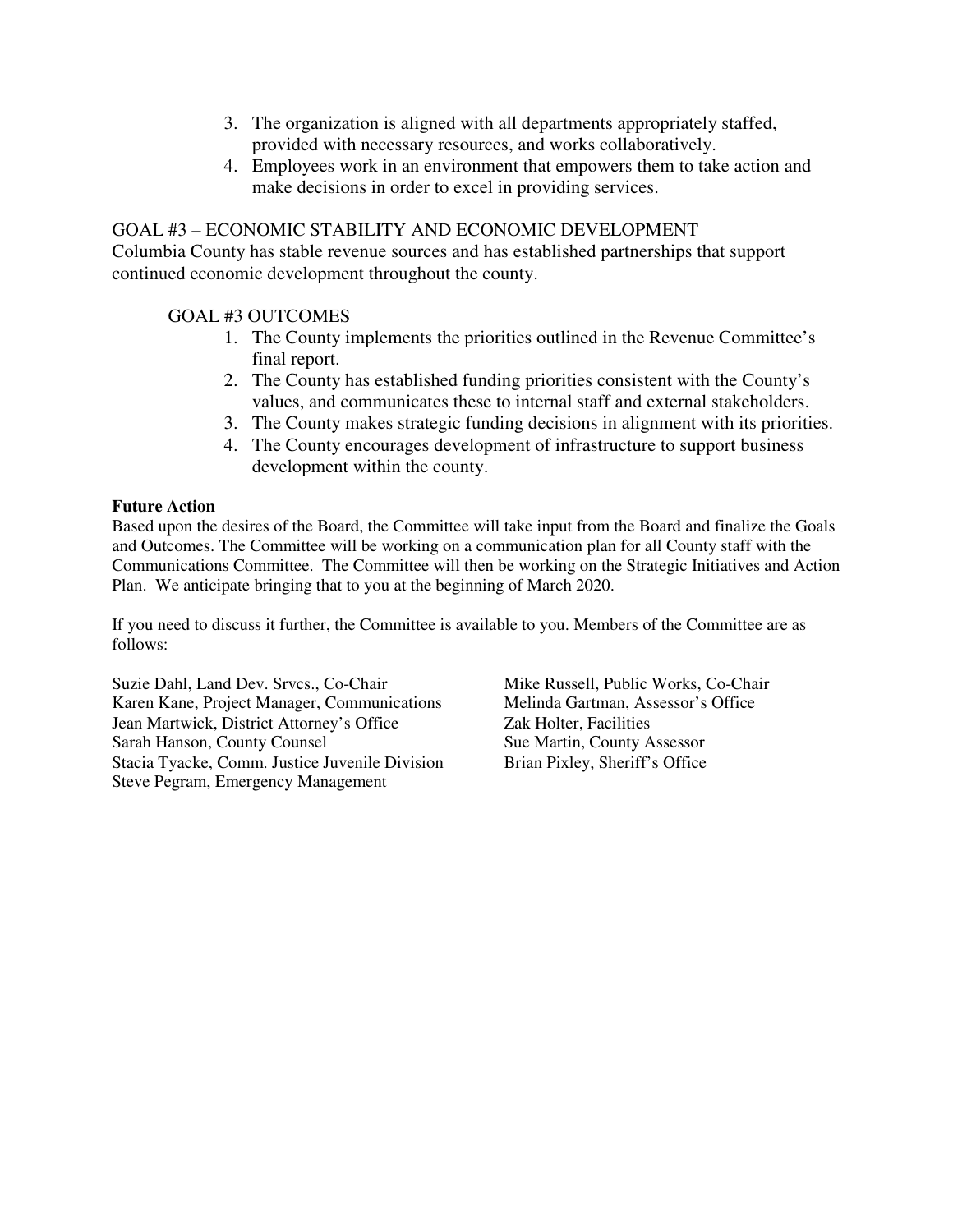3. The organization is aligned with all departments appropriately staffed, provided with necessary resources, and works collaboratively.
4. Employees work in an environment that empowers them to take action and make decisions in order to excel in providing services.

GOAL #3 – ECONOMIC STABILITY AND ECONOMIC DEVELOPMENT
Columbia County has stable revenue sources and has established partnerships that support continued economic development throughout the county.

GOAL #3 OUTCOMES

1. The County implements the priorities outlined in the Revenue Committee's final report.
2. The County has established funding priorities consistent with the County's values, and communicates these to internal staff and external stakeholders.
3. The County makes strategic funding decisions in alignment with its priorities.
4. The County encourages development of infrastructure to support business development within the county.

**Future Action**
Based upon the desires of the Board, the Committee will take input from the Board and finalize the Goals and Outcomes. The Committee will be working on a communication plan for all County staff with the Communications Committee. The Committee will then be working on the Strategic Initiatives and Action Plan. We anticipate bringing that to you at the beginning of March 2020.

If you need to discuss it further, the Committee is available to you. Members of the Committee are as follows:

Suzie Dahl, Land Dev. Srvcs., Co-Chair
Karen Kane, Project Manager, Communications
Jean Martwick, District Attorney's Office
Sarah Hanson, County Counsel
Stacia Tyacke, Comm. Justice Juvenile Division
Steve Pegram, Emergency Management
Mike Russell, Public Works, Co-Chair
Melinda Gartman, Assessor's Office
Zak Holter, Facilities
Sue Martin, County Assessor
Brian Pixley, Sheriff's Office